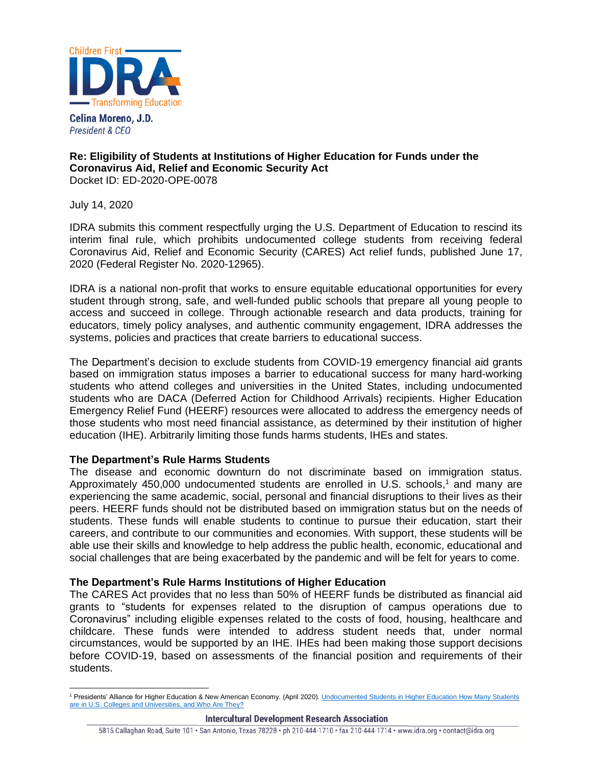Children First

IDRA

Transforming Education

**Celina Moreno, J.D.**
*President & CEO*

**Re: Eligibility of Students at Institutions of Higher Education for Funds under the Coronavirus Aid, Relief and Economic Security Act**
Docket ID: ED-2020-OPE-0078

July 14, 2020

IDRA submits this comment respectfully urging the U.S. Department of Education to rescind its interim final rule, which prohibits undocumented college students from receiving federal Coronavirus Aid, Relief and Economic Security (CARES) Act relief funds, published June 17, 2020 (Federal Register No. 2020-12965).

IDRA is a national non-profit that works to ensure equitable educational opportunities for every student through strong, safe, and well-funded public schools that prepare all young people to access and succeed in college. Through actionable research and data products, training for educators, timely policy analyses, and authentic community engagement, IDRA addresses the systems, policies and practices that create barriers to educational success.

The Department's decision to exclude students from COVID-19 emergency financial aid grants based on immigration status imposes a barrier to educational success for many hard-working students who attend colleges and universities in the United States, including undocumented students who are DACA (Deferred Action for Childhood Arrivals) recipients. Higher Education Emergency Relief Fund (HEERF) resources were allocated to address the emergency needs of those students who most need financial assistance, as determined by their institution of higher education (IHE). Arbitrarily limiting those funds harms students, IHEs and states.

**The Department's Rule Harms Students**

The disease and economic downturn do not discriminate based on immigration status. Approximately 450,000 undocumented students are enrolled in U.S. schools,[1] and many are experiencing the same academic, social, personal and financial disruptions to their lives as their peers. HEERF funds should not be distributed based on immigration status but on the needs of students. These funds will enable students to continue to pursue their education, start their careers, and contribute to our communities and economies. With support, these students will be able use their skills and knowledge to help address the public health, economic, educational and social challenges that are being exacerbated by the pandemic and will be felt for years to come.

**The Department's Rule Harms Institutions of Higher Education**

The CARES Act provides that no less than 50% of HEERF funds be distributed as financial aid grants to "students for expenses related to the disruption of campus operations due to Coronavirus" including eligible expenses related to the costs of food, housing, healthcare and childcare. These funds were intended to address student needs that, under normal circumstances, would be supported by an IHE. IHEs had been making those support decisions before COVID-19, based on assessments of the financial position and requirements of their students.

---

[1] Presidents' Alliance for Higher Education & New American Economy. (April 2020). Undocumented Students in Higher Education How Many Students are in U.S. Colleges and Universities, and Who Are They?

**Intercultural Development Research Association**
5815 Callaghan Road, Suite 101 • San Antonio, Texas 78228 • ph 210-444-1710 • fax 210-444-1714 • www.idra.org • contact@idra.org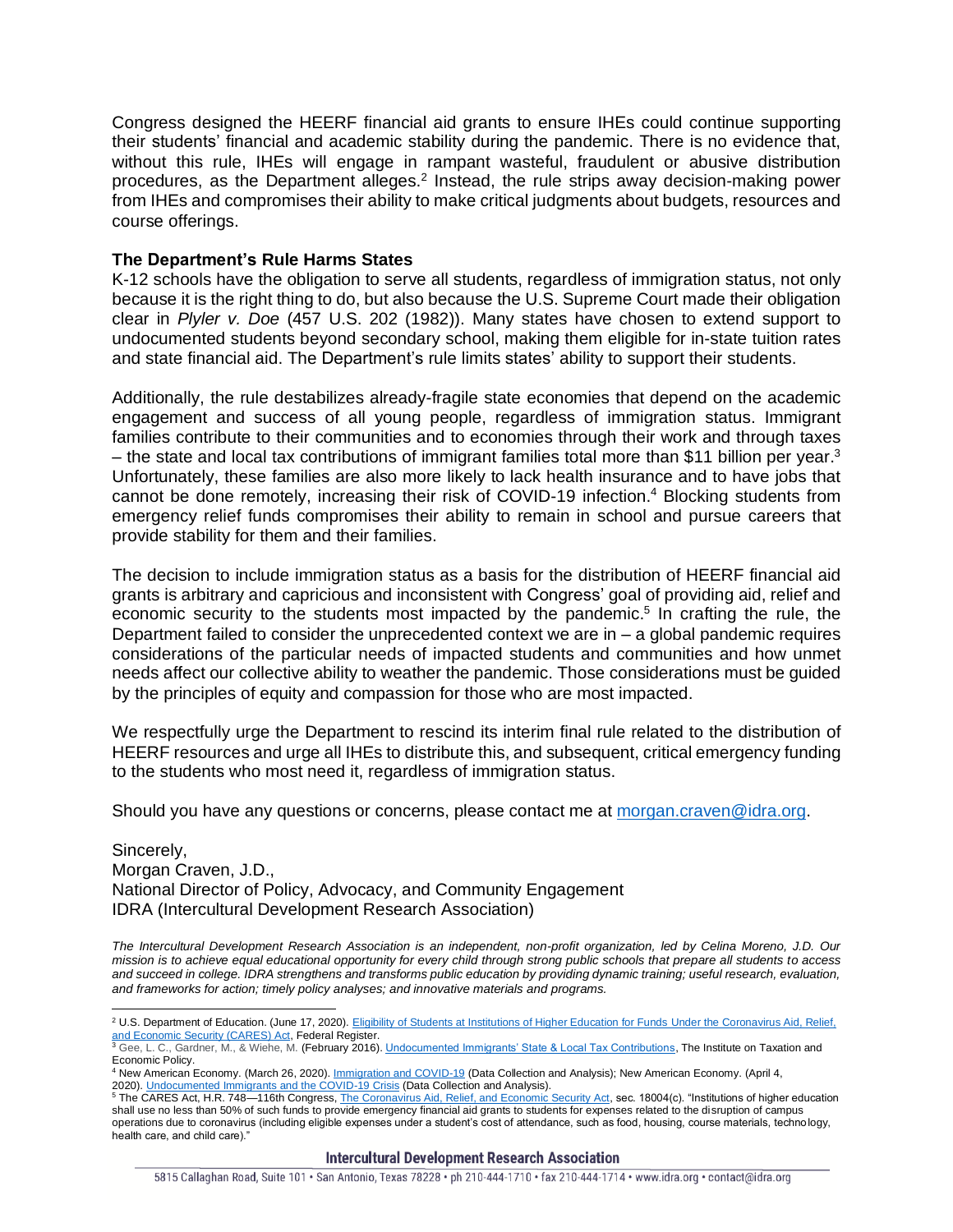Congress designed the HEERF financial aid grants to ensure IHEs could continue supporting their students' financial and academic stability during the pandemic. There is no evidence that, without this rule, IHEs will engage in rampant wasteful, fraudulent or abusive distribution procedures, as the Department alleges.[2] Instead, the rule strips away decision-making power from IHEs and compromises their ability to make critical judgments about budgets, resources and course offerings.

**The Department's Rule Harms States**

K-12 schools have the obligation to serve all students, regardless of immigration status, not only because it is the right thing to do, but also because the U.S. Supreme Court made their obligation clear in *Plyler v. Doe* (457 U.S. 202 (1982)). Many states have chosen to extend support to undocumented students beyond secondary school, making them eligible for in-state tuition rates and state financial aid. The Department's rule limits states' ability to support their students.

Additionally, the rule destabilizes already-fragile state economies that depend on the academic engagement and success of all young people, regardless of immigration status. Immigrant families contribute to their communities and to economies through their work and through taxes – the state and local tax contributions of immigrant families total more than $11 billion per year.[3] Unfortunately, these families are also more likely to lack health insurance and to have jobs that cannot be done remotely, increasing their risk of COVID-19 infection.[4] Blocking students from emergency relief funds compromises their ability to remain in school and pursue careers that provide stability for them and their families.

The decision to include immigration status as a basis for the distribution of HEERF financial aid grants is arbitrary and capricious and inconsistent with Congress' goal of providing aid, relief and economic security to the students most impacted by the pandemic.[5] In crafting the rule, the Department failed to consider the unprecedented context we are in – a global pandemic requires considerations of the particular needs of impacted students and communities and how unmet needs affect our collective ability to weather the pandemic. Those considerations must be guided by the principles of equity and compassion for those who are most impacted.

We respectfully urge the Department to rescind its interim final rule related to the distribution of HEERF resources and urge all IHEs to distribute this, and subsequent, critical emergency funding to the students who most need it, regardless of immigration status.

Should you have any questions or concerns, please contact me at morgan.craven@idra.org.

Sincerely,
Morgan Craven, J.D.,
National Director of Policy, Advocacy, and Community Engagement
IDRA (Intercultural Development Research Association)

*The Intercultural Development Research Association is an independent, non-profit organization, led by Celina Moreno, J.D. Our mission is to achieve equal educational opportunity for every child through strong public schools that prepare all students to access and succeed in college. IDRA strengthens and transforms public education by providing dynamic training; useful research, evaluation, and frameworks for action; timely policy analyses; and innovative materials and programs.*

---

[2] U.S. Department of Education. (June 17, 2020). Eligibility of Students at Institutions of Higher Education for Funds Under the Coronavirus Aid, Relief, and Economic Security (CARES) Act, Federal Register.

[3] Gee, L. C., Gardner, M., & Wiehe, M. (February 2016). Undocumented Immigrants' State & Local Tax Contributions, The Institute on Taxation and Economic Policy.

[4] New American Economy. (March 26, 2020). Immigration and COVID-19 (Data Collection and Analysis); New American Economy. (April 4, 2020). Undocumented Immigrants and the COVID-19 Crisis (Data Collection and Analysis).

[5] The CARES Act, H.R. 748—116th Congress, The Coronavirus Aid, Relief, and Economic Security Act, sec. 18004(c). "Institutions of higher education shall use no less than 50% of such funds to provide emergency financial aid grants to students for expenses related to the disruption of campus operations due to coronavirus (including eligible expenses under a student's cost of attendance, such as food, housing, course materials, technology, health care, and child care)."